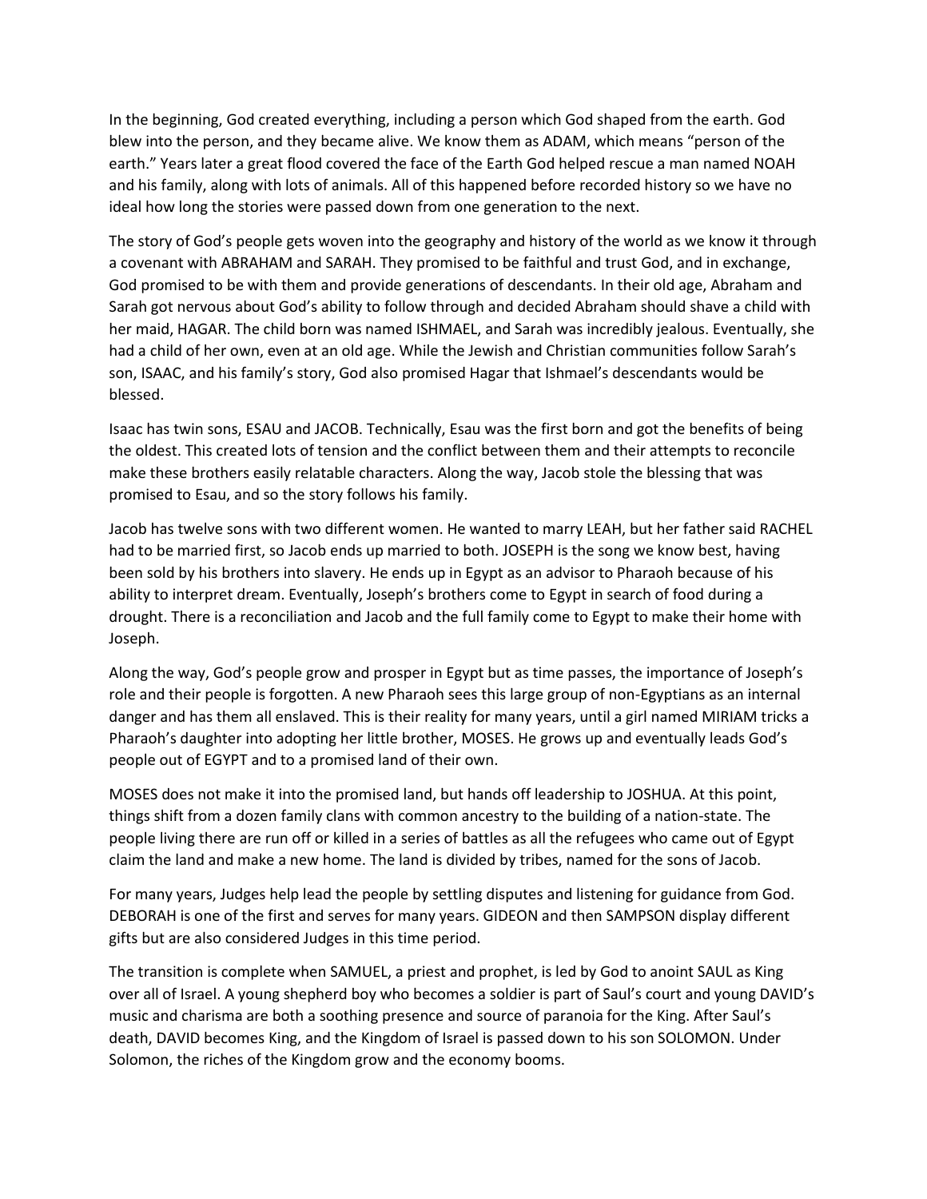In the beginning, God created everything, including a person which God shaped from the earth. God blew into the person, and they became alive. We know them as ADAM, which means "person of the earth." Years later a great flood covered the face of the Earth God helped rescue a man named NOAH and his family, along with lots of animals. All of this happened before recorded history so we have no ideal how long the stories were passed down from one generation to the next.

The story of God's people gets woven into the geography and history of the world as we know it through a covenant with ABRAHAM and SARAH. They promised to be faithful and trust God, and in exchange, God promised to be with them and provide generations of descendants. In their old age, Abraham and Sarah got nervous about God's ability to follow through and decided Abraham should shave a child with her maid, HAGAR. The child born was named ISHMAEL, and Sarah was incredibly jealous. Eventually, she had a child of her own, even at an old age. While the Jewish and Christian communities follow Sarah's son, ISAAC, and his family's story, God also promised Hagar that Ishmael's descendants would be blessed.

Isaac has twin sons, ESAU and JACOB. Technically, Esau was the first born and got the benefits of being the oldest. This created lots of tension and the conflict between them and their attempts to reconcile make these brothers easily relatable characters. Along the way, Jacob stole the blessing that was promised to Esau, and so the story follows his family.

Jacob has twelve sons with two different women. He wanted to marry LEAH, but her father said RACHEL had to be married first, so Jacob ends up married to both. JOSEPH is the song we know best, having been sold by his brothers into slavery. He ends up in Egypt as an advisor to Pharaoh because of his ability to interpret dream. Eventually, Joseph's brothers come to Egypt in search of food during a drought. There is a reconciliation and Jacob and the full family come to Egypt to make their home with Joseph.

Along the way, God's people grow and prosper in Egypt but as time passes, the importance of Joseph's role and their people is forgotten. A new Pharaoh sees this large group of non-Egyptians as an internal danger and has them all enslaved. This is their reality for many years, until a girl named MIRIAM tricks a Pharaoh's daughter into adopting her little brother, MOSES. He grows up and eventually leads God's people out of EGYPT and to a promised land of their own.

MOSES does not make it into the promised land, but hands off leadership to JOSHUA. At this point, things shift from a dozen family clans with common ancestry to the building of a nation-state. The people living there are run off or killed in a series of battles as all the refugees who came out of Egypt claim the land and make a new home. The land is divided by tribes, named for the sons of Jacob.

For many years, Judges help lead the people by settling disputes and listening for guidance from God. DEBORAH is one of the first and serves for many years. GIDEON and then SAMPSON display different gifts but are also considered Judges in this time period.

The transition is complete when SAMUEL, a priest and prophet, is led by God to anoint SAUL as King over all of Israel. A young shepherd boy who becomes a soldier is part of Saul's court and young DAVID's music and charisma are both a soothing presence and source of paranoia for the King. After Saul's death, DAVID becomes King, and the Kingdom of Israel is passed down to his son SOLOMON. Under Solomon, the riches of the Kingdom grow and the economy booms.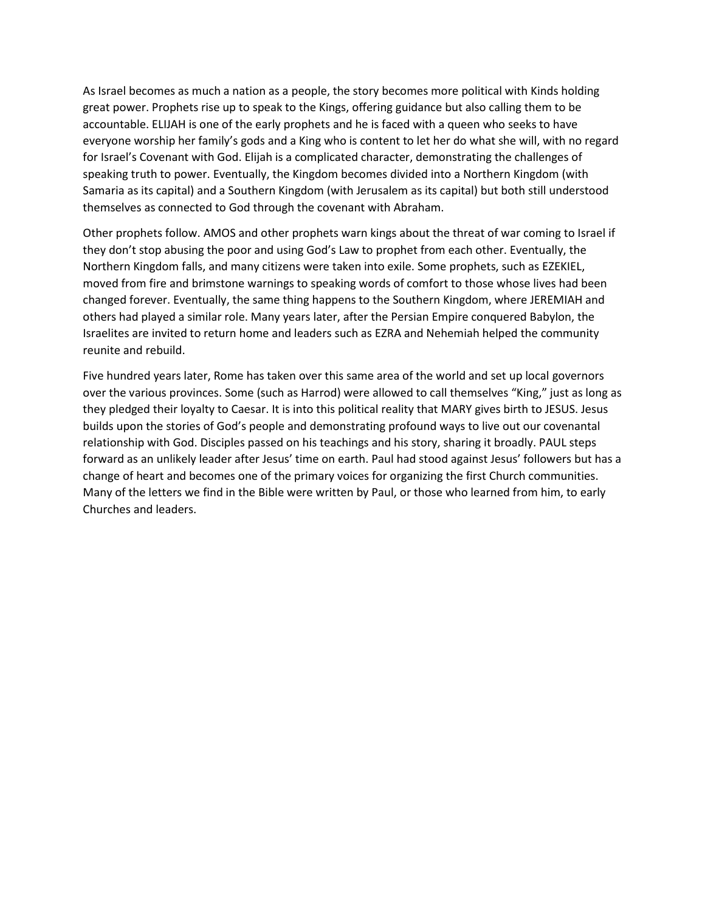As Israel becomes as much a nation as a people, the story becomes more political with Kinds holding great power. Prophets rise up to speak to the Kings, offering guidance but also calling them to be accountable. ELIJAH is one of the early prophets and he is faced with a queen who seeks to have everyone worship her family's gods and a King who is content to let her do what she will, with no regard for Israel's Covenant with God. Elijah is a complicated character, demonstrating the challenges of speaking truth to power. Eventually, the Kingdom becomes divided into a Northern Kingdom (with Samaria as its capital) and a Southern Kingdom (with Jerusalem as its capital) but both still understood themselves as connected to God through the covenant with Abraham.

Other prophets follow. AMOS and other prophets warn kings about the threat of war coming to Israel if they don't stop abusing the poor and using God's Law to prophet from each other. Eventually, the Northern Kingdom falls, and many citizens were taken into exile. Some prophets, such as EZEKIEL, moved from fire and brimstone warnings to speaking words of comfort to those whose lives had been changed forever. Eventually, the same thing happens to the Southern Kingdom, where JEREMIAH and others had played a similar role. Many years later, after the Persian Empire conquered Babylon, the Israelites are invited to return home and leaders such as EZRA and Nehemiah helped the community reunite and rebuild.

Five hundred years later, Rome has taken over this same area of the world and set up local governors over the various provinces. Some (such as Harrod) were allowed to call themselves "King," just as long as they pledged their loyalty to Caesar. It is into this political reality that MARY gives birth to JESUS. Jesus builds upon the stories of God's people and demonstrating profound ways to live out our covenantal relationship with God. Disciples passed on his teachings and his story, sharing it broadly. PAUL steps forward as an unlikely leader after Jesus' time on earth. Paul had stood against Jesus' followers but has a change of heart and becomes one of the primary voices for organizing the first Church communities. Many of the letters we find in the Bible were written by Paul, or those who learned from him, to early Churches and leaders.